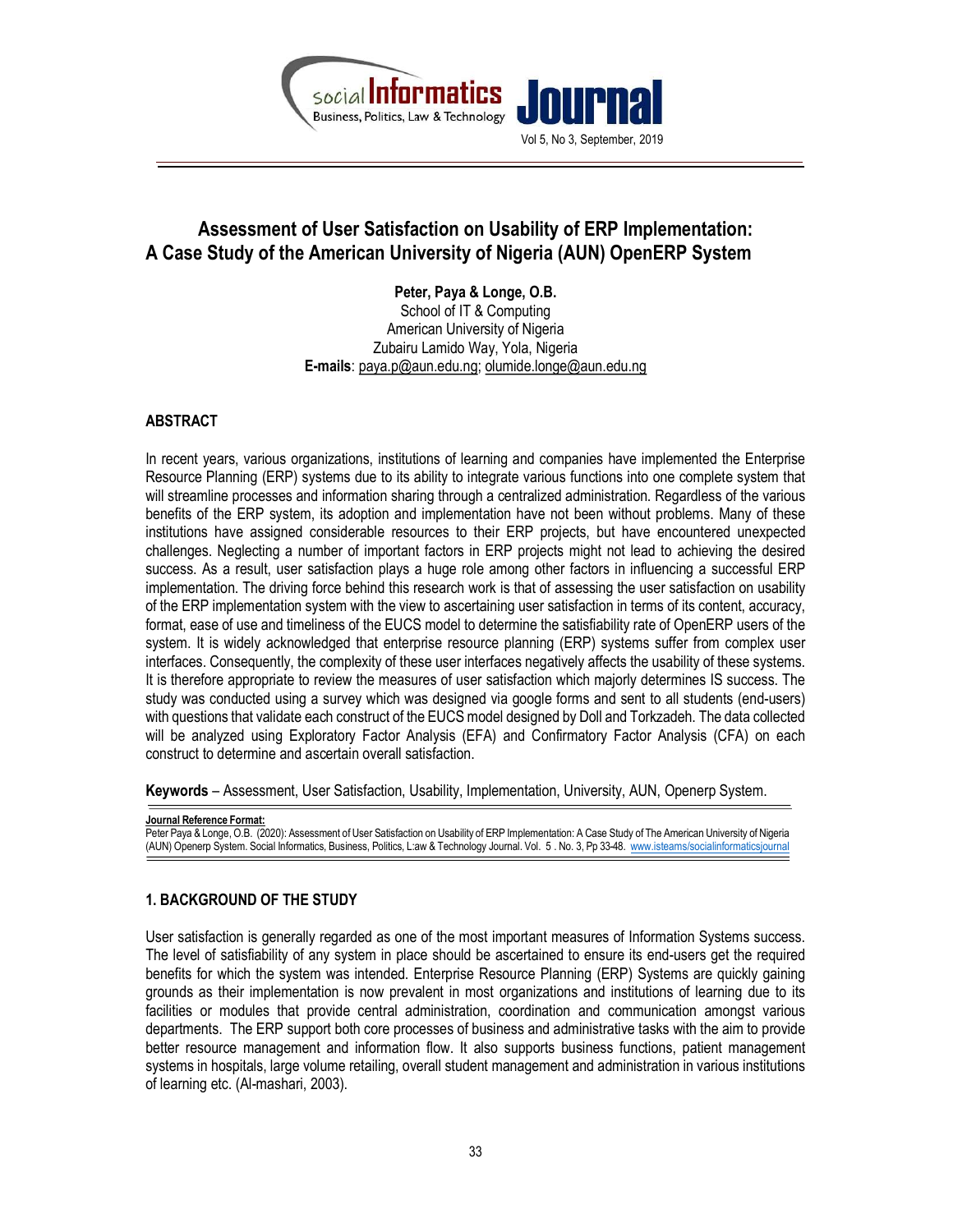# Assessment of User Satisfaction on Usability of ERP Implementation: A Case Study of the American University of Nigeria (AUN) OpenERP System

**Peter, Paya & Longe, O.B.**
School of IT & Computing
American University of Nigeria
Zubairu Lamido Way, Yola, Nigeria
**E-mails**: paya.p@aun.edu.ng; olumide.longe@aun.edu.ng

## ABSTRACT

In recent years, various organizations, institutions of learning and companies have implemented the Enterprise Resource Planning (ERP) systems due to its ability to integrate various functions into one complete system that will streamline processes and information sharing through a centralized administration. Regardless of the various benefits of the ERP system, its adoption and implementation have not been without problems. Many of these institutions have assigned considerable resources to their ERP projects, but have encountered unexpected challenges. Neglecting a number of important factors in ERP projects might not lead to achieving the desired success. As a result, user satisfaction plays a huge role among other factors in influencing a successful ERP implementation. The driving force behind this research work is that of assessing the user satisfaction on usability of the ERP implementation system with the view to ascertaining user satisfaction in terms of its content, accuracy, format, ease of use and timeliness of the EUCS model to determine the satisfiability rate of OpenERP users of the system. It is widely acknowledged that enterprise resource planning (ERP) systems suffer from complex user interfaces. Consequently, the complexity of these user interfaces negatively affects the usability of these systems. It is therefore appropriate to review the measures of user satisfaction which majorly determines IS success. The study was conducted using a survey which was designed via google forms and sent to all students (end-users) with questions that validate each construct of the EUCS model designed by Doll and Torkzadeh. The data collected will be analyzed using Exploratory Factor Analysis (EFA) and Confirmatory Factor Analysis (CFA) on each construct to determine and ascertain overall satisfaction.

**Keywords** – Assessment, User Satisfaction, Usability, Implementation, University, AUN, Openerp System.

**Journal Reference Format:**
Peter Paya & Longe, O.B. (2020): Assessment of User Satisfaction on Usability of ERP Implementation: A Case Study of The American University of Nigeria (AUN) Openerp System. Social Informatics, Business, Politics, L:aw & Technology Journal. Vol. 5 . No. 3, Pp 33-48. www.isteams/socialinformaticsjournal

## 1. BACKGROUND OF THE STUDY

User satisfaction is generally regarded as one of the most important measures of Information Systems success. The level of satisfiability of any system in place should be ascertained to ensure its end-users get the required benefits for which the system was intended. Enterprise Resource Planning (ERP) Systems are quickly gaining grounds as their implementation is now prevalent in most organizations and institutions of learning due to its facilities or modules that provide central administration, coordination and communication amongst various departments. The ERP support both core processes of business and administrative tasks with the aim to provide better resource management and information flow. It also supports business functions, patient management systems in hospitals, large volume retailing, overall student management and administration in various institutions of learning etc. (Al-mashari, 2003).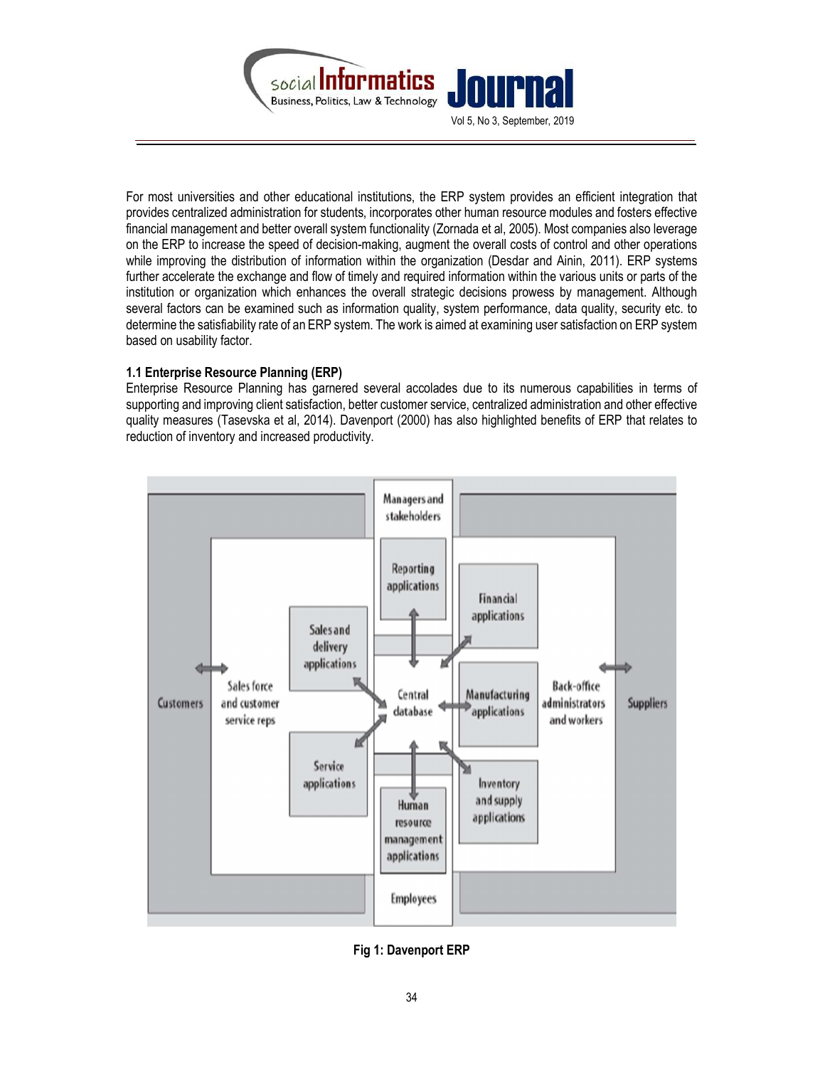For most universities and other educational institutions, the ERP system provides an efficient integration that provides centralized administration for students, incorporates other human resource modules and fosters effective financial management and better overall system functionality (Zornada et al, 2005). Most companies also leverage on the ERP to increase the speed of decision-making, augment the overall costs of control and other operations while improving the distribution of information within the organization (Desdar and Ainin, 2011). ERP systems further accelerate the exchange and flow of timely and required information within the various units or parts of the institution or organization which enhances the overall strategic decisions prowess by management. Although several factors can be examined such as information quality, system performance, data quality, security etc. to determine the satisfiability rate of an ERP system. The work is aimed at examining user satisfaction on ERP system based on usability factor.

### 1.1 Enterprise Resource Planning (ERP)

Enterprise Resource Planning has garnered several accolades due to its numerous capabilities in terms of supporting and improving client satisfaction, better customer service, centralized administration and other effective quality measures (Tasevska et al, 2014). Davenport (2000) has also highlighted benefits of ERP that relates to reduction of inventory and increased productivity.

**Fig 1: Davenport ERP**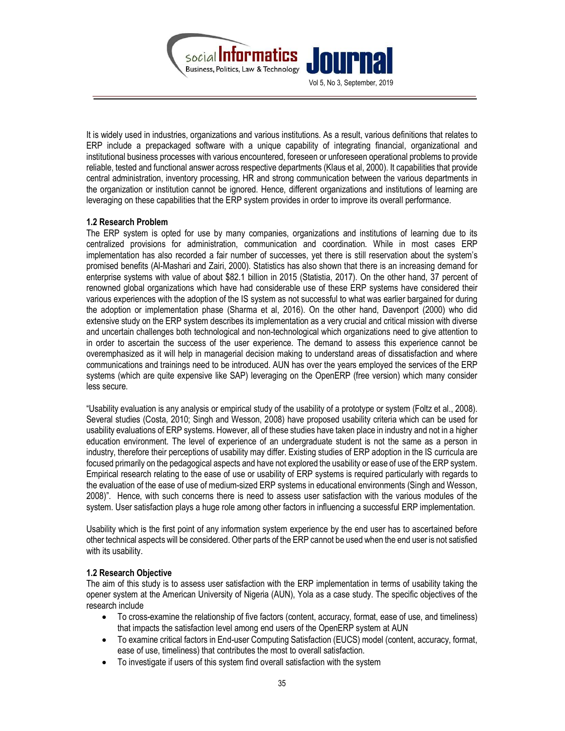It is widely used in industries, organizations and various institutions. As a result, various definitions that relates to ERP include a prepackaged software with a unique capability of integrating financial, organizational and institutional business processes with various encountered, foreseen or unforeseen operational problems to provide reliable, tested and functional answer across respective departments (Klaus et al, 2000). It capabilities that provide central administration, inventory processing, HR and strong communication between the various departments in the organization or institution cannot be ignored. Hence, different organizations and institutions of learning are leveraging on these capabilities that the ERP system provides in order to improve its overall performance.

### 1.2 Research Problem

The ERP system is opted for use by many companies, organizations and institutions of learning due to its centralized provisions for administration, communication and coordination. While in most cases ERP implementation has also recorded a fair number of successes, yet there is still reservation about the system's promised benefits (Al-Mashari and Zairi, 2000). Statistics has also shown that there is an increasing demand for enterprise systems with value of about $82.1 billion in 2015 (Statistia, 2017). On the other hand, 37 percent of renowned global organizations which have had considerable use of these ERP systems have considered their various experiences with the adoption of the IS system as not successful to what was earlier bargained for during the adoption or implementation phase (Sharma et al, 2016). On the other hand, Davenport (2000) who did extensive study on the ERP system describes its implementation as a very crucial and critical mission with diverse and uncertain challenges both technological and non-technological which organizations need to give attention to in order to ascertain the success of the user experience. The demand to assess this experience cannot be overemphasized as it will help in managerial decision making to understand areas of dissatisfaction and where communications and trainings need to be introduced. AUN has over the years employed the services of the ERP systems (which are quite expensive like SAP) leveraging on the OpenERP (free version) which many consider less secure.

"Usability evaluation is any analysis or empirical study of the usability of a prototype or system (Foltz et al., 2008). Several studies (Costa, 2010; Singh and Wesson, 2008) have proposed usability criteria which can be used for usability evaluations of ERP systems. However, all of these studies have taken place in industry and not in a higher education environment. The level of experience of an undergraduate student is not the same as a person in industry, therefore their perceptions of usability may differ. Existing studies of ERP adoption in the IS curricula are focused primarily on the pedagogical aspects and have not explored the usability or ease of use of the ERP system. Empirical research relating to the ease of use or usability of ERP systems is required particularly with regards to the evaluation of the ease of use of medium-sized ERP systems in educational environments (Singh and Wesson, 2008)". Hence, with such concerns there is need to assess user satisfaction with the various modules of the system. User satisfaction plays a huge role among other factors in influencing a successful ERP implementation.

Usability which is the first point of any information system experience by the end user has to ascertained before other technical aspects will be considered. Other parts of the ERP cannot be used when the end user is not satisfied with its usability.

### 1.2 Research Objective

The aim of this study is to assess user satisfaction with the ERP implementation in terms of usability taking the opener system at the American University of Nigeria (AUN), Yola as a case study. The specific objectives of the research include

- To cross-examine the relationship of five factors (content, accuracy, format, ease of use, and timeliness) that impacts the satisfaction level among end users of the OpenERP system at AUN
- To examine critical factors in End-user Computing Satisfaction (EUCS) model (content, accuracy, format, ease of use, timeliness) that contributes the most to overall satisfaction.
- To investigate if users of this system find overall satisfaction with the system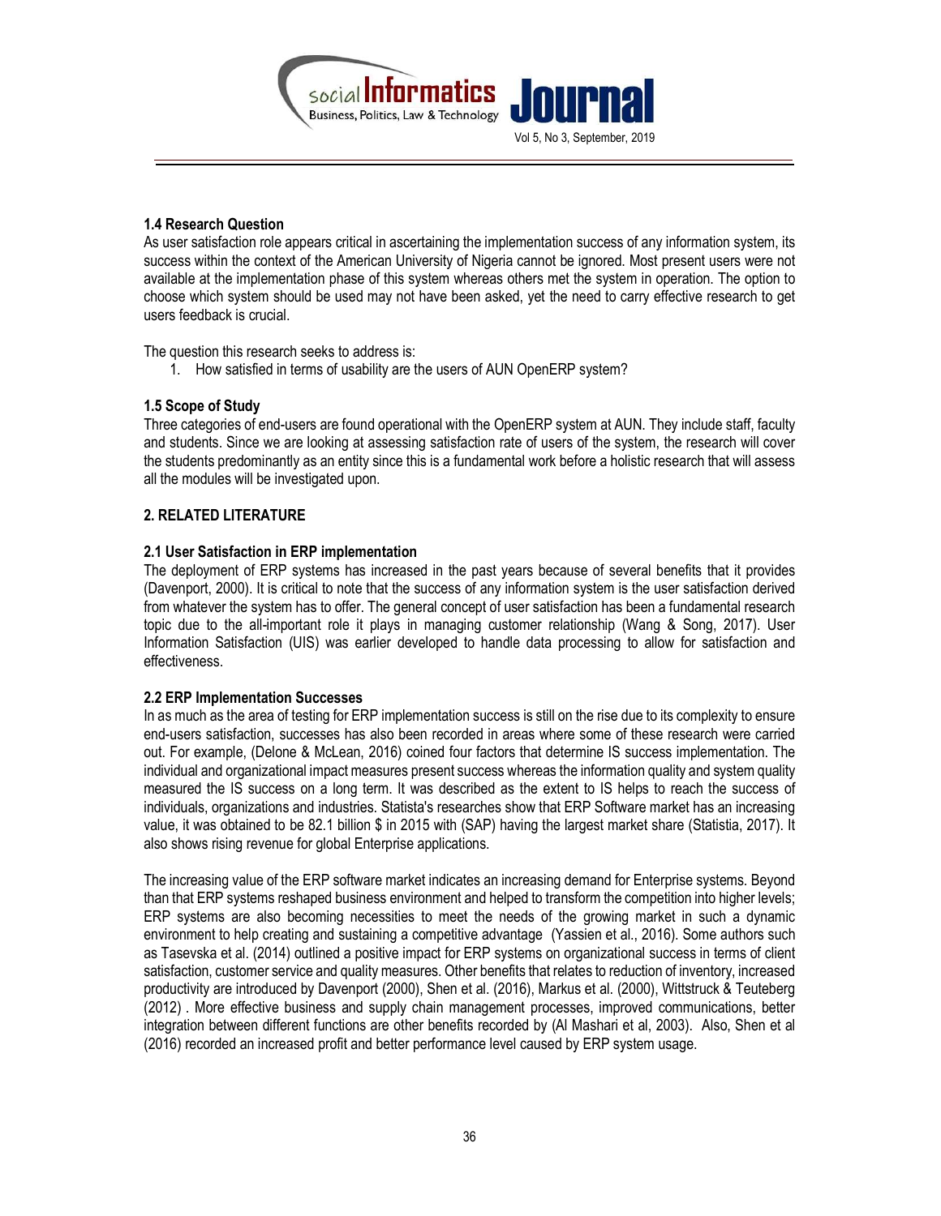### 1.4 Research Question

As user satisfaction role appears critical in ascertaining the implementation success of any information system, its success within the context of the American University of Nigeria cannot be ignored. Most present users were not available at the implementation phase of this system whereas others met the system in operation. The option to choose which system should be used may not have been asked, yet the need to carry effective research to get users feedback is crucial.

The question this research seeks to address is:

1. How satisfied in terms of usability are the users of AUN OpenERP system?

### 1.5 Scope of Study

Three categories of end-users are found operational with the OpenERP system at AUN. They include staff, faculty and students. Since we are looking at assessing satisfaction rate of users of the system, the research will cover the students predominantly as an entity since this is a fundamental work before a holistic research that will assess all the modules will be investigated upon.

## 2. RELATED LITERATURE

### 2.1 User Satisfaction in ERP implementation

The deployment of ERP systems has increased in the past years because of several benefits that it provides (Davenport, 2000). It is critical to note that the success of any information system is the user satisfaction derived from whatever the system has to offer. The general concept of user satisfaction has been a fundamental research topic due to the all-important role it plays in managing customer relationship (Wang & Song, 2017). User Information Satisfaction (UIS) was earlier developed to handle data processing to allow for satisfaction and effectiveness.

### 2.2 ERP Implementation Successes

In as much as the area of testing for ERP implementation success is still on the rise due to its complexity to ensure end-users satisfaction, successes has also been recorded in areas where some of these research were carried out. For example, (Delone & McLean, 2016) coined four factors that determine IS success implementation. The individual and organizational impact measures present success whereas the information quality and system quality measured the IS success on a long term. It was described as the extent to IS helps to reach the success of individuals, organizations and industries. Statista's researches show that ERP Software market has an increasing value, it was obtained to be 82.1 billion $ in 2015 with (SAP) having the largest market share (Statistia, 2017). It also shows rising revenue for global Enterprise applications.

The increasing value of the ERP software market indicates an increasing demand for Enterprise systems. Beyond than that ERP systems reshaped business environment and helped to transform the competition into higher levels; ERP systems are also becoming necessities to meet the needs of the growing market in such a dynamic environment to help creating and sustaining a competitive advantage (Yassien et al., 2016). Some authors such as Tasevska et al. (2014) outlined a positive impact for ERP systems on organizational success in terms of client satisfaction, customer service and quality measures. Other benefits that relates to reduction of inventory, increased productivity are introduced by Davenport (2000), Shen et al. (2016), Markus et al. (2000), Wittstruck & Teuteberg (2012) . More effective business and supply chain management processes, improved communications, better integration between different functions are other benefits recorded by (Al Mashari et al, 2003). Also, Shen et al (2016) recorded an increased profit and better performance level caused by ERP system usage.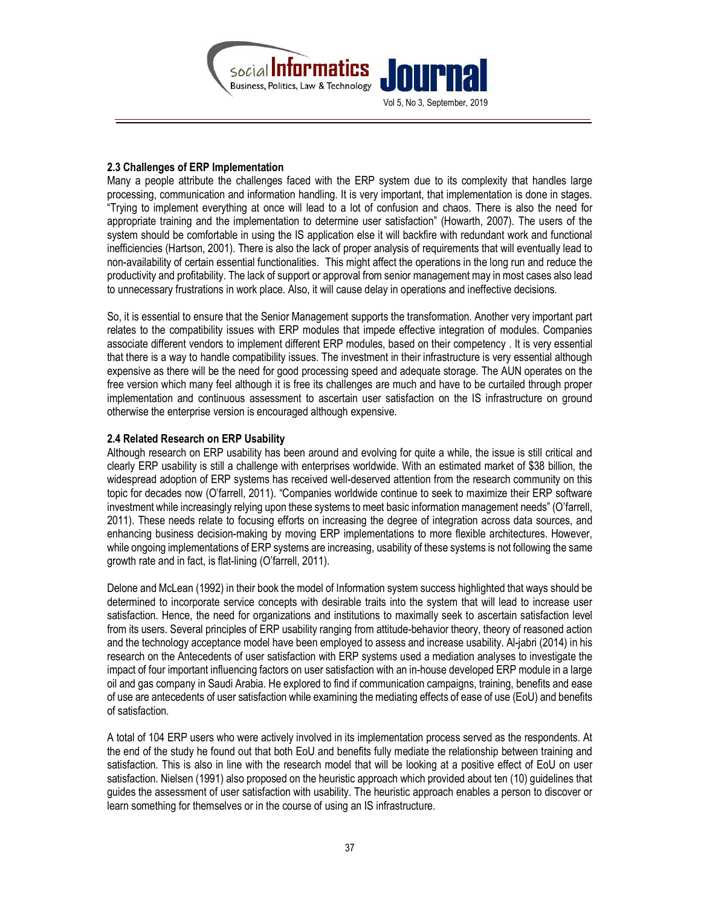### 2.3 Challenges of ERP Implementation

Many a people attribute the challenges faced with the ERP system due to its complexity that handles large processing, communication and information handling. It is very important, that implementation is done in stages. "Trying to implement everything at once will lead to a lot of confusion and chaos. There is also the need for appropriate training and the implementation to determine user satisfaction" (Howarth, 2007). The users of the system should be comfortable in using the IS application else it will backfire with redundant work and functional inefficiencies (Hartson, 2001). There is also the lack of proper analysis of requirements that will eventually lead to non-availability of certain essential functionalities. This might affect the operations in the long run and reduce the productivity and profitability. The lack of support or approval from senior management may in most cases also lead to unnecessary frustrations in work place. Also, it will cause delay in operations and ineffective decisions.

So, it is essential to ensure that the Senior Management supports the transformation. Another very important part relates to the compatibility issues with ERP modules that impede effective integration of modules. Companies associate different vendors to implement different ERP modules, based on their competency . It is very essential that there is a way to handle compatibility issues. The investment in their infrastructure is very essential although expensive as there will be the need for good processing speed and adequate storage. The AUN operates on the free version which many feel although it is free its challenges are much and have to be curtailed through proper implementation and continuous assessment to ascertain user satisfaction on the IS infrastructure on ground otherwise the enterprise version is encouraged although expensive.

### 2.4 Related Research on ERP Usability

Although research on ERP usability has been around and evolving for quite a while, the issue is still critical and clearly ERP usability is still a challenge with enterprises worldwide. With an estimated market of $38 billion, the widespread adoption of ERP systems has received well-deserved attention from the research community on this topic for decades now (O'farrell, 2011). "Companies worldwide continue to seek to maximize their ERP software investment while increasingly relying upon these systems to meet basic information management needs" (O'farrell, 2011). These needs relate to focusing efforts on increasing the degree of integration across data sources, and enhancing business decision-making by moving ERP implementations to more flexible architectures. However, while ongoing implementations of ERP systems are increasing, usability of these systems is not following the same growth rate and in fact, is flat-lining (O'farrell, 2011).

Delone and McLean (1992) in their book the model of Information system success highlighted that ways should be determined to incorporate service concepts with desirable traits into the system that will lead to increase user satisfaction. Hence, the need for organizations and institutions to maximally seek to ascertain satisfaction level from its users. Several principles of ERP usability ranging from attitude-behavior theory, theory of reasoned action and the technology acceptance model have been employed to assess and increase usability. Al-jabri (2014) in his research on the Antecedents of user satisfaction with ERP systems used a mediation analyses to investigate the impact of four important influencing factors on user satisfaction with an in-house developed ERP module in a large oil and gas company in Saudi Arabia. He explored to find if communication campaigns, training, benefits and ease of use are antecedents of user satisfaction while examining the mediating effects of ease of use (EoU) and benefits of satisfaction.

A total of 104 ERP users who were actively involved in its implementation process served as the respondents. At the end of the study he found out that both EoU and benefits fully mediate the relationship between training and satisfaction. This is also in line with the research model that will be looking at a positive effect of EoU on user satisfaction. Nielsen (1991) also proposed on the heuristic approach which provided about ten (10) guidelines that guides the assessment of user satisfaction with usability. The heuristic approach enables a person to discover or learn something for themselves or in the course of using an IS infrastructure.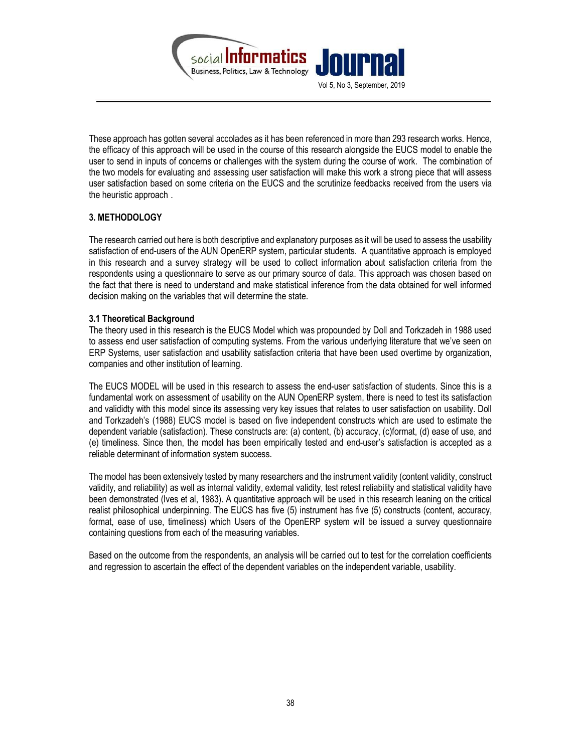These approach has gotten several accolades as it has been referenced in more than 293 research works. Hence, the efficacy of this approach will be used in the course of this research alongside the EUCS model to enable the user to send in inputs of concerns or challenges with the system during the course of work. The combination of the two models for evaluating and assessing user satisfaction will make this work a strong piece that will assess user satisfaction based on some criteria on the EUCS and the scrutinize feedbacks received from the users via the heuristic approach .

## 3. METHODOLOGY

The research carried out here is both descriptive and explanatory purposes as it will be used to assess the usability satisfaction of end-users of the AUN OpenERP system, particular students. A quantitative approach is employed in this research and a survey strategy will be used to collect information about satisfaction criteria from the respondents using a questionnaire to serve as our primary source of data. This approach was chosen based on the fact that there is need to understand and make statistical inference from the data obtained for well informed decision making on the variables that will determine the state.

### 3.1 Theoretical Background

The theory used in this research is the EUCS Model which was propounded by Doll and Torkzadeh in 1988 used to assess end user satisfaction of computing systems. From the various underlying literature that we've seen on ERP Systems, user satisfaction and usability satisfaction criteria that have been used overtime by organization, companies and other institution of learning.

The EUCS MODEL will be used in this research to assess the end-user satisfaction of students. Since this is a fundamental work on assessment of usability on the AUN OpenERP system, there is need to test its satisfaction and valididty with this model since its assessing very key issues that relates to user satisfaction on usability. Doll and Torkzadeh's (1988) EUCS model is based on five independent constructs which are used to estimate the dependent variable (satisfaction). These constructs are: (a) content, (b) accuracy, (c)format, (d) ease of use, and (e) timeliness. Since then, the model has been empirically tested and end-user's satisfaction is accepted as a reliable determinant of information system success.

The model has been extensively tested by many researchers and the instrument validity (content validity, construct validity, and reliability) as well as internal validity, external validity, test retest reliability and statistical validity have been demonstrated (Ives et al, 1983). A quantitative approach will be used in this research leaning on the critical realist philosophical underpinning. The EUCS has five (5) instrument has five (5) constructs (content, accuracy, format, ease of use, timeliness) which Users of the OpenERP system will be issued a survey questionnaire containing questions from each of the measuring variables.

Based on the outcome from the respondents, an analysis will be carried out to test for the correlation coefficients and regression to ascertain the effect of the dependent variables on the independent variable, usability.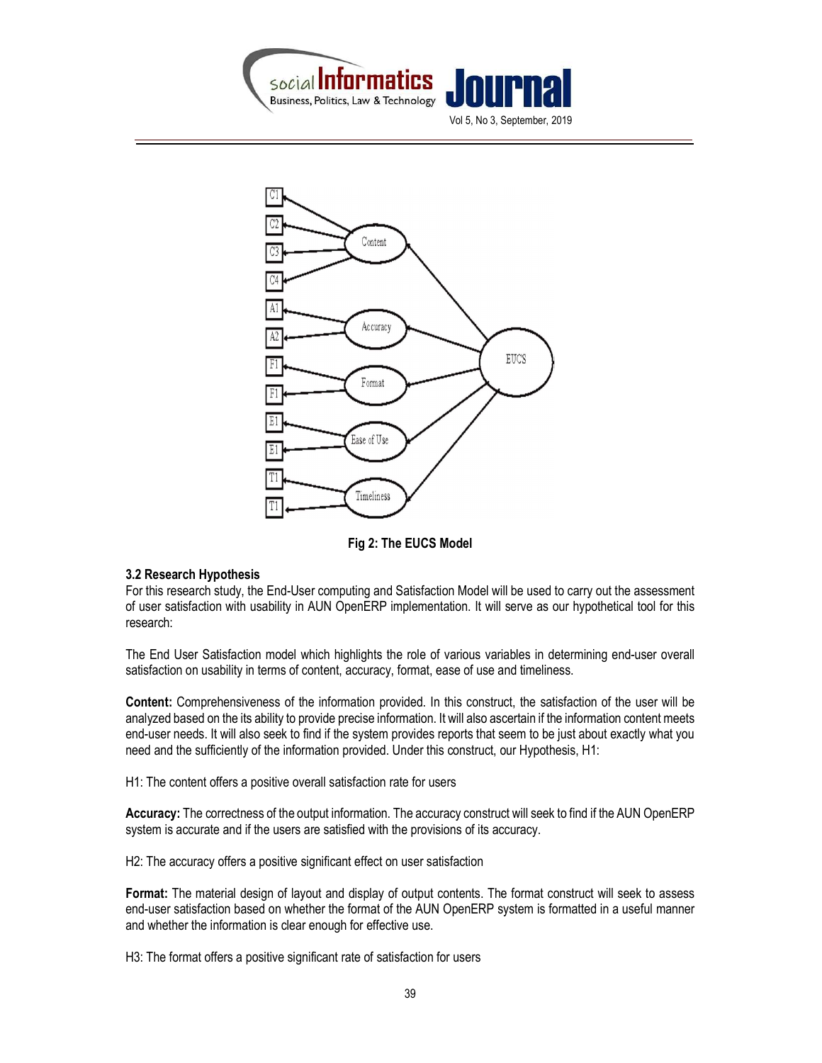Fig 2: The EUCS Model

### 3.2 Research Hypothesis

For this research study, the End-User computing and Satisfaction Model will be used to carry out the assessment of user satisfaction with usability in AUN OpenERP implementation. It will serve as our hypothetical tool for this research:

The End User Satisfaction model which highlights the role of various variables in determining end-user overall satisfaction on usability in terms of content, accuracy, format, ease of use and timeliness.

**Content:** Comprehensiveness of the information provided. In this construct, the satisfaction of the user will be analyzed based on the its ability to provide precise information. It will also ascertain if the information content meets end-user needs. It will also seek to find if the system provides reports that seem to be just about exactly what you need and the sufficiently of the information provided. Under this construct, our Hypothesis, H1:

H1: The content offers a positive overall satisfaction rate for users

**Accuracy:** The correctness of the output information. The accuracy construct will seek to find if the AUN OpenERP system is accurate and if the users are satisfied with the provisions of its accuracy.

H2: The accuracy offers a positive significant effect on user satisfaction

**Format:** The material design of layout and display of output contents. The format construct will seek to assess end-user satisfaction based on whether the format of the AUN OpenERP system is formatted in a useful manner and whether the information is clear enough for effective use.

H3: The format offers a positive significant rate of satisfaction for users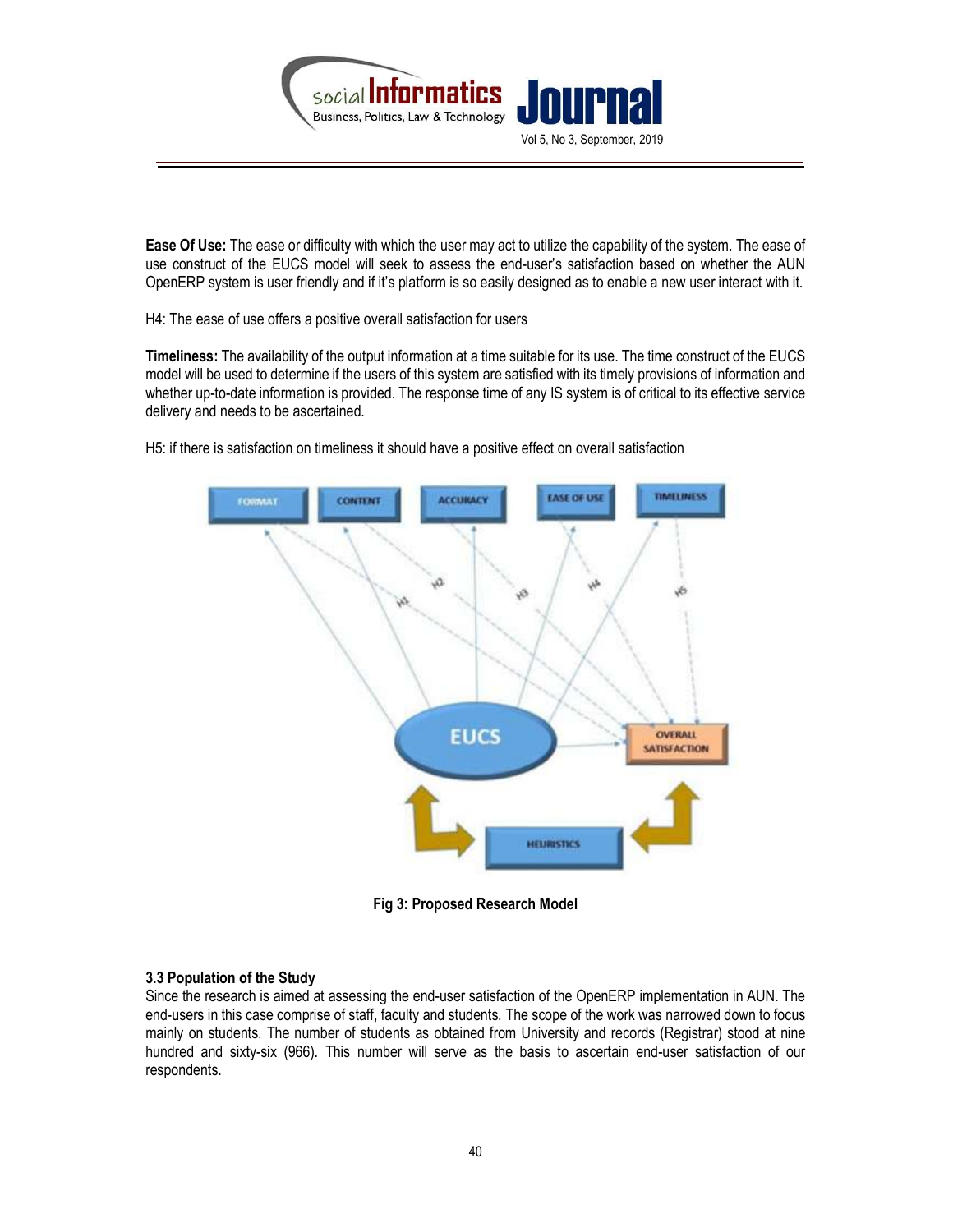**Ease Of Use:** The ease or difficulty with which the user may act to utilize the capability of the system. The ease of use construct of the EUCS model will seek to assess the end-user's satisfaction based on whether the AUN OpenERP system is user friendly and if it's platform is so easily designed as to enable a new user interact with it.

H4: The ease of use offers a positive overall satisfaction for users

**Timeliness:** The availability of the output information at a time suitable for its use. The time construct of the EUCS model will be used to determine if the users of this system are satisfied with its timely provisions of information and whether up-to-date information is provided. The response time of any IS system is of critical to its effective service delivery and needs to be ascertained.

H5: if there is satisfaction on timeliness it should have a positive effect on overall satisfaction

**Fig 3: Proposed Research Model**

### 3.3 Population of the Study

Since the research is aimed at assessing the end-user satisfaction of the OpenERP implementation in AUN. The end-users in this case comprise of staff, faculty and students. The scope of the work was narrowed down to focus mainly on students. The number of students as obtained from University and records (Registrar) stood at nine hundred and sixty-six (966). This number will serve as the basis to ascertain end-user satisfaction of our respondents.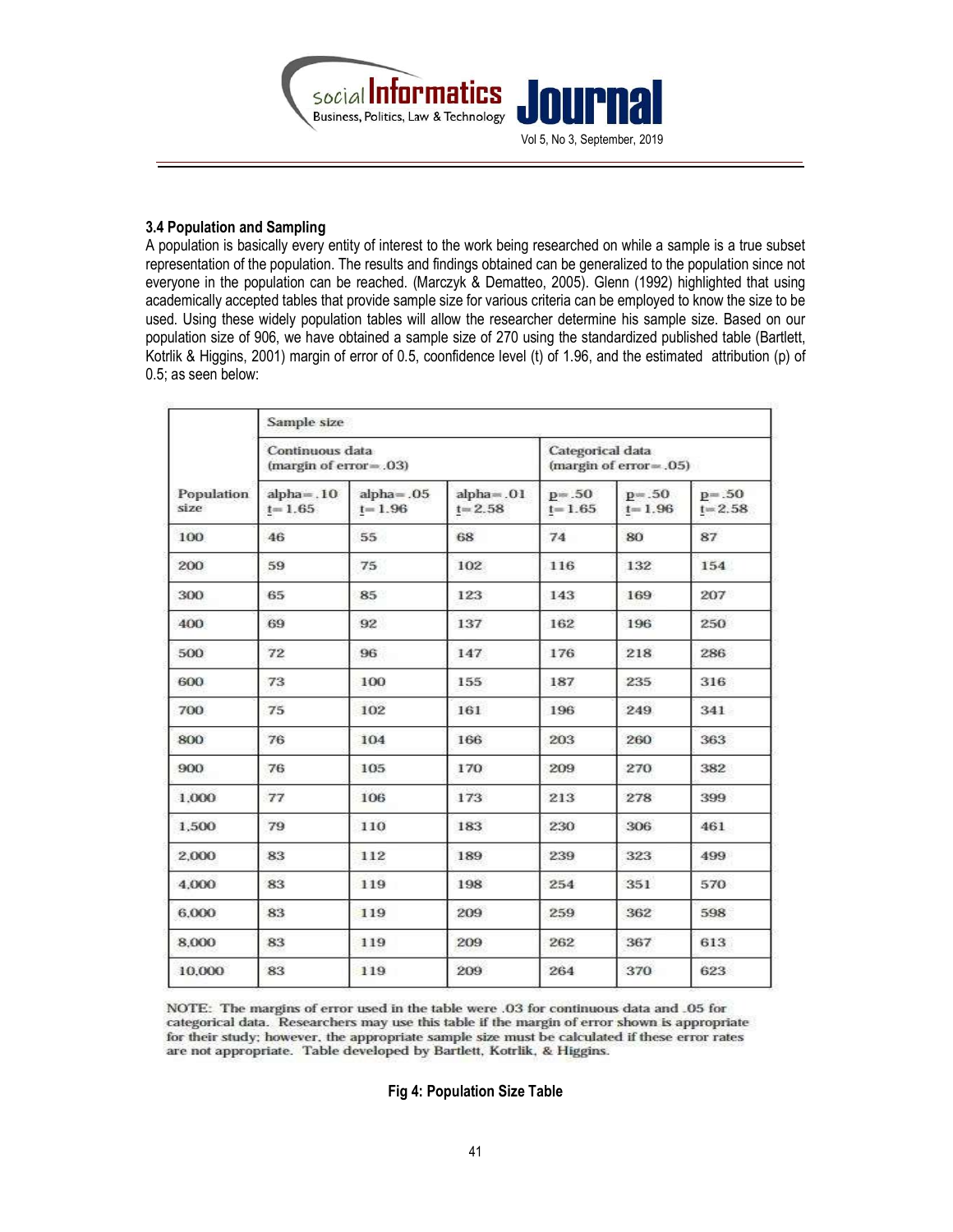### 3.4 Population and Sampling

A population is basically every entity of interest to the work being researched on while a sample is a true subset representation of the population. The results and findings obtained can be generalized to the population since not everyone in the population can be reached. (Marczyk & Dematteo, 2005). Glenn (1992) highlighted that using academically accepted tables that provide sample size for various criteria can be employed to know the size to be used. Using these widely population tables will allow the researcher determine his sample size. Based on our population size of 906, we have obtained a sample size of 270 using the standardized published table (Bartlett, Kotrlik & Higgins, 2001) margin of error of 0.5, coonfidence level (t) of 1.96, and the estimated attribution (p) of 0.5; as seen below:

| | Sample size | | | | | |
|---|---|---|---|---|---|---|
| | Continuous data (margin of error=.03) | | | Categorical data (margin of error=.05) | | |
| Population size | alpha=.10 t=1.65 | alpha=.05 t=1.96 | alpha=.01 t=2.58 | p=.50 t=1.65 | p=.50 t=1.96 | p=.50 t=2.58 |
| 100 | 46 | 55 | 68 | 74 | 80 | 87 |
| 200 | 59 | 75 | 102 | 116 | 132 | 154 |
| 300 | 65 | 85 | 123 | 143 | 169 | 207 |
| 400 | 69 | 92 | 137 | 162 | 196 | 250 |
| 500 | 72 | 96 | 147 | 176 | 218 | 286 |
| 600 | 73 | 100 | 155 | 187 | 235 | 316 |
| 700 | 75 | 102 | 161 | 196 | 249 | 341 |
| 800 | 76 | 104 | 166 | 203 | 260 | 363 |
| 900 | 76 | 105 | 170 | 209 | 270 | 382 |
| 1,000 | 77 | 106 | 173 | 213 | 278 | 399 |
| 1,500 | 79 | 110 | 183 | 230 | 306 | 461 |
| 2,000 | 83 | 112 | 189 | 239 | 323 | 499 |
| 4,000 | 83 | 119 | 198 | 254 | 351 | 570 |
| 6,000 | 83 | 119 | 209 | 259 | 362 | 598 |
| 8,000 | 83 | 119 | 209 | 262 | 367 | 613 |
| 10,000 | 83 | 119 | 209 | 264 | 370 | 623 |

NOTE: The margins of error used in the table were .03 for continuous data and .05 for categorical data. Researchers may use this table if the margin of error shown is appropriate for their study; however, the appropriate sample size must be calculated if these error rates are not appropriate. Table developed by Bartlett, Kotrlik, & Higgins.

**Fig 4: Population Size Table**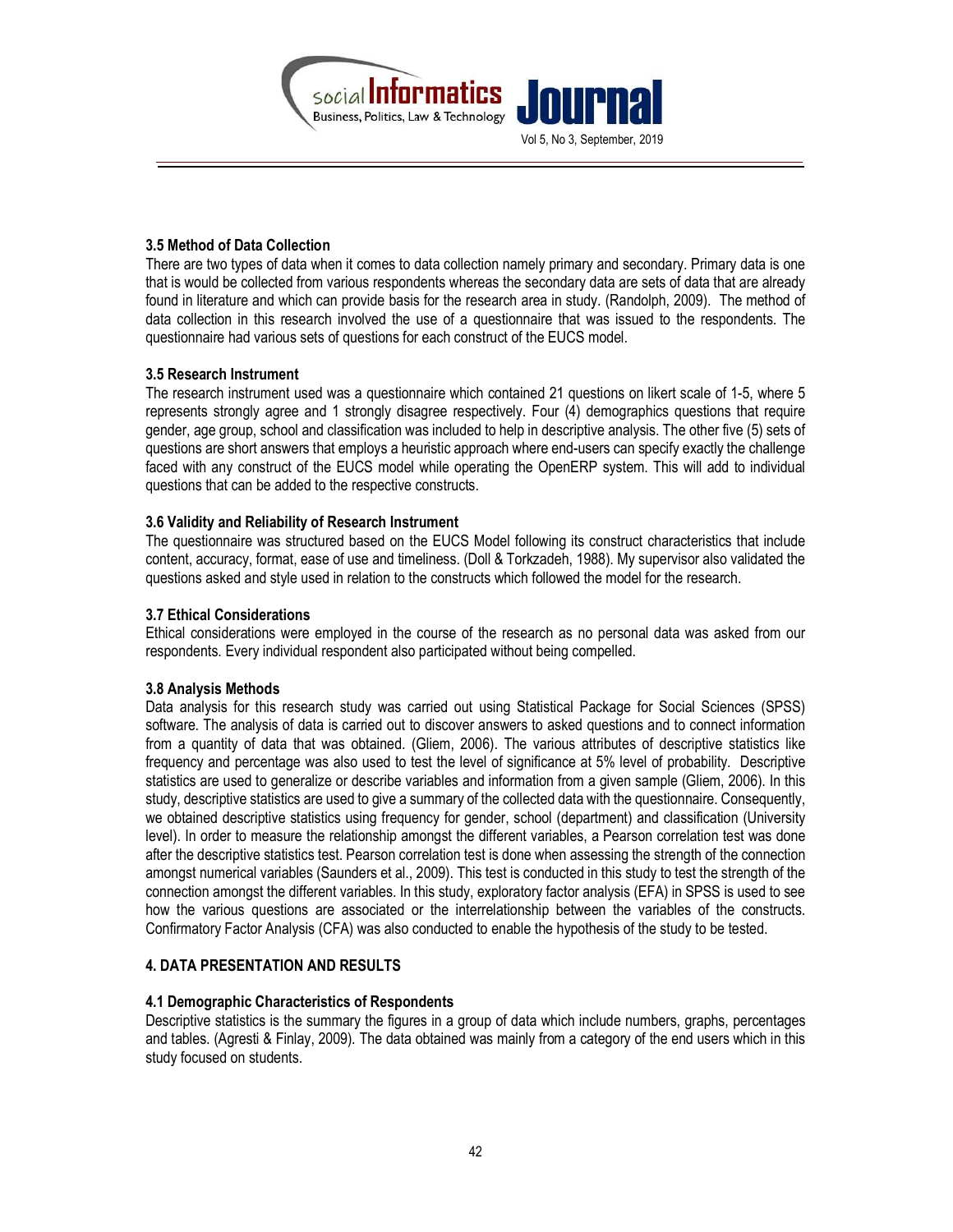### 3.5 Method of Data Collection

There are two types of data when it comes to data collection namely primary and secondary. Primary data is one that is would be collected from various respondents whereas the secondary data are sets of data that are already found in literature and which can provide basis for the research area in study. (Randolph, 2009). The method of data collection in this research involved the use of a questionnaire that was issued to the respondents. The questionnaire had various sets of questions for each construct of the EUCS model.

### 3.5 Research Instrument

The research instrument used was a questionnaire which contained 21 questions on likert scale of 1-5, where 5 represents strongly agree and 1 strongly disagree respectively. Four (4) demographics questions that require gender, age group, school and classification was included to help in descriptive analysis. The other five (5) sets of questions are short answers that employs a heuristic approach where end-users can specify exactly the challenge faced with any construct of the EUCS model while operating the OpenERP system. This will add to individual questions that can be added to the respective constructs.

### 3.6 Validity and Reliability of Research Instrument

The questionnaire was structured based on the EUCS Model following its construct characteristics that include content, accuracy, format, ease of use and timeliness. (Doll & Torkzadeh, 1988). My supervisor also validated the questions asked and style used in relation to the constructs which followed the model for the research.

### 3.7 Ethical Considerations

Ethical considerations were employed in the course of the research as no personal data was asked from our respondents. Every individual respondent also participated without being compelled.

### 3.8 Analysis Methods

Data analysis for this research study was carried out using Statistical Package for Social Sciences (SPSS) software. The analysis of data is carried out to discover answers to asked questions and to connect information from a quantity of data that was obtained. (Gliem, 2006). The various attributes of descriptive statistics like frequency and percentage was also used to test the level of significance at 5% level of probability. Descriptive statistics are used to generalize or describe variables and information from a given sample (Gliem, 2006). In this study, descriptive statistics are used to give a summary of the collected data with the questionnaire. Consequently, we obtained descriptive statistics using frequency for gender, school (department) and classification (University level). In order to measure the relationship amongst the different variables, a Pearson correlation test was done after the descriptive statistics test. Pearson correlation test is done when assessing the strength of the connection amongst numerical variables (Saunders et al., 2009). This test is conducted in this study to test the strength of the connection amongst the different variables. In this study, exploratory factor analysis (EFA) in SPSS is used to see how the various questions are associated or the interrelationship between the variables of the constructs. Confirmatory Factor Analysis (CFA) was also conducted to enable the hypothesis of the study to be tested.

## 4. DATA PRESENTATION AND RESULTS

### 4.1 Demographic Characteristics of Respondents

Descriptive statistics is the summary the figures in a group of data which include numbers, graphs, percentages and tables. (Agresti & Finlay, 2009). The data obtained was mainly from a category of the end users which in this study focused on students.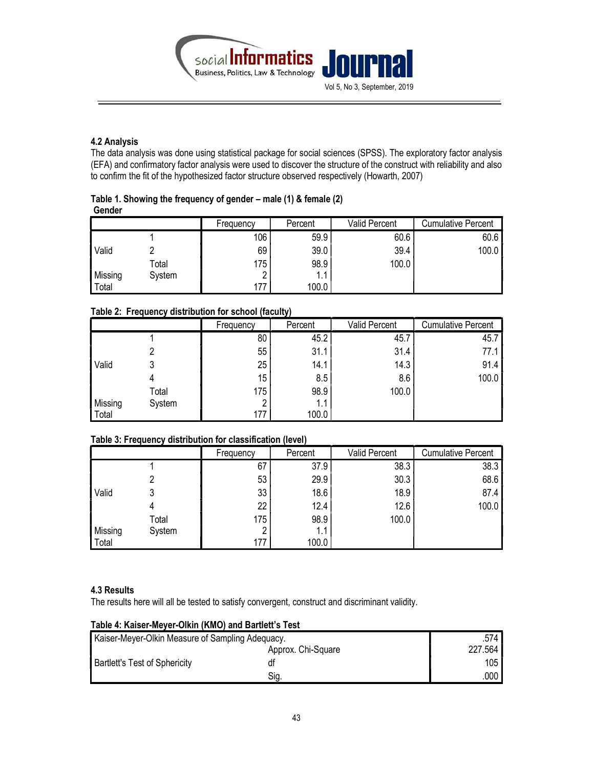### 4.2 Analysis

The data analysis was done using statistical package for social sciences (SPSS). The exploratory factor analysis (EFA) and confirmatory factor analysis were used to discover the structure of the construct with reliability and also to confirm the fit of the hypothesized factor structure observed respectively (Howarth, 2007)

**Table 1. Showing the frequency of gender – male (1) & female (2)**

**Gender**

| | | Frequency | Percent | Valid Percent | Cumulative Percent |
|---|---|---|---|---|---|
| Valid | 1 | 106 | 59.9 | 60.6 | 60.6 |
| | 2 | 69 | 39.0 | 39.4 | 100.0 |
| | Total | 175 | 98.9 | 100.0 | |
| Missing | System | 2 | 1.1 | | |
| Total | | 177 | 100.0 | | |

**Table 2: Frequency distribution for school (faculty)**

| | | Frequency | Percent | Valid Percent | Cumulative Percent |
|---|---|---|---|---|---|
| Valid | 1 | 80 | 45.2 | 45.7 | 45.7 |
| | 2 | 55 | 31.1 | 31.4 | 77.1 |
| | 3 | 25 | 14.1 | 14.3 | 91.4 |
| | 4 | 15 | 8.5 | 8.6 | 100.0 |
| | Total | 175 | 98.9 | 100.0 | |
| Missing | System | 2 | 1.1 | | |
| Total | | 177 | 100.0 | | |

**Table 3: Frequency distribution for classification (level)**

| | | Frequency | Percent | Valid Percent | Cumulative Percent |
|---|---|---|---|---|---|
| Valid | 1 | 67 | 37.9 | 38.3 | 38.3 |
| | 2 | 53 | 29.9 | 30.3 | 68.6 |
| | 3 | 33 | 18.6 | 18.9 | 87.4 |
| | 4 | 22 | 12.4 | 12.6 | 100.0 |
| | Total | 175 | 98.9 | 100.0 | |
| Missing | System | 2 | 1.1 | | |
| Total | | 177 | 100.0 | | |

### 4.3 Results

The results here will all be tested to satisfy convergent, construct and discriminant validity.

**Table 4: Kaiser-Meyer-Olkin (KMO) and Bartlett's Test**

| | | |
|---|---|---|
| Kaiser-Meyer-Olkin Measure of Sampling Adequacy. | | .574 |
| Bartlett's Test of Sphericity | Approx. Chi-Square | 227.564 |
| | df | 105 |
| | Sig. | .000 |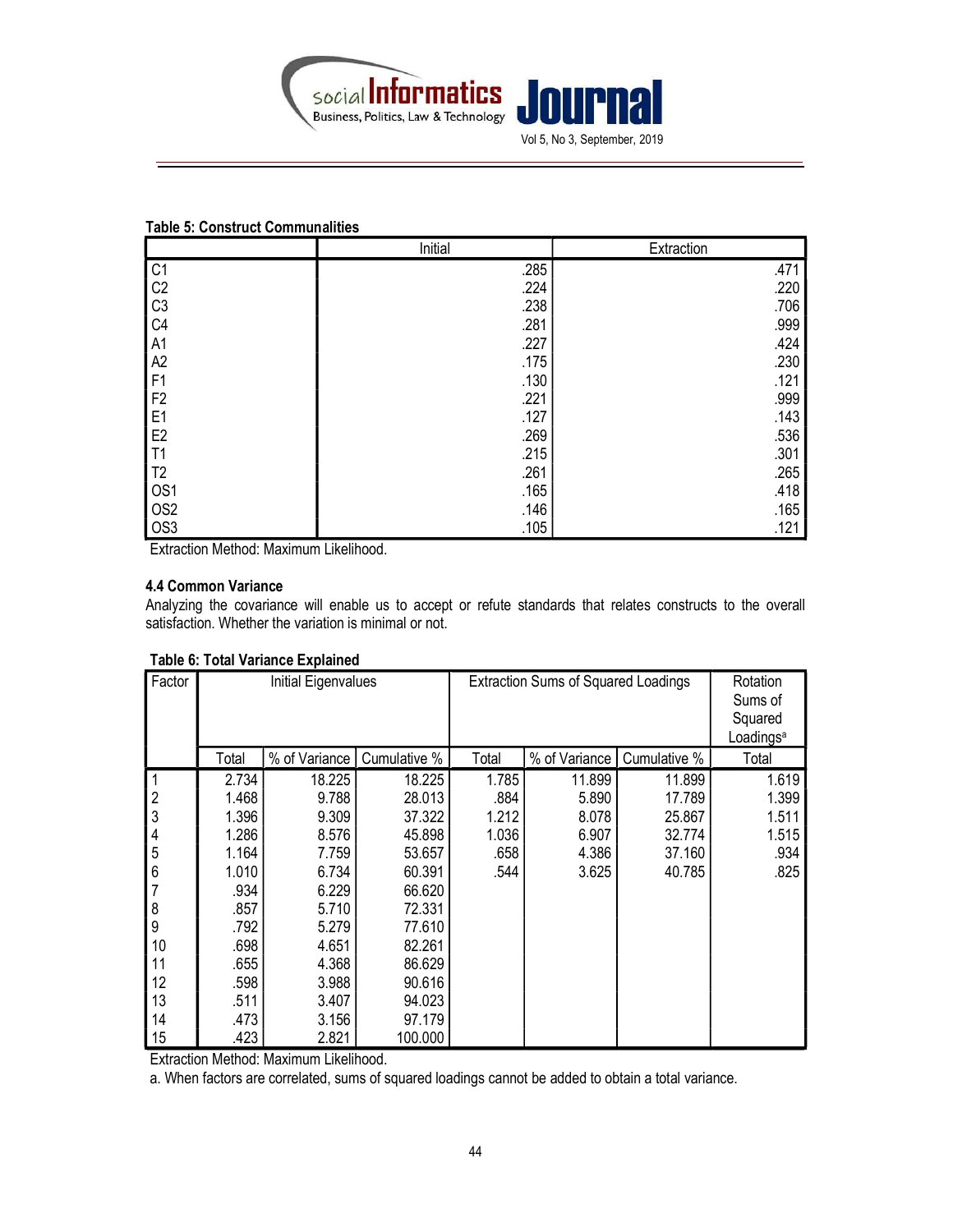**Table 5: Construct Communalities**

| | Initial | Extraction |
|---|---|---|
| C1 | .285 | .471 |
| C2 | .224 | .220 |
| C3 | .238 | .706 |
| C4 | .281 | .999 |
| A1 | .227 | .424 |
| A2 | .175 | .230 |
| F1 | .130 | .121 |
| F2 | .221 | .999 |
| E1 | .127 | .143 |
| E2 | .269 | .536 |
| T1 | .215 | .301 |
| T2 | .261 | .265 |
| OS1 | .165 | .418 |
| OS2 | .146 | .165 |
| OS3 | .105 | .121 |

Extraction Method: Maximum Likelihood.

### 4.4 Common Variance

Analyzing the covariance will enable us to accept or refute standards that relates constructs to the overall satisfaction. Whether the variation is minimal or not.

**Table 6: Total Variance Explained**

| Factor | Initial Eigenvalues | | | Extraction Sums of Squared Loadings | | | Rotation Sums of Squared Loadings[a] |
|---|---|---|---|---|---|---|---|
| | Total | % of Variance | Cumulative % | Total | % of Variance | Cumulative % | Total |
| 1 | 2.734 | 18.225 | 18.225 | 1.785 | 11.899 | 11.899 | 1.619 |
| 2 | 1.468 | 9.788 | 28.013 | .884 | 5.890 | 17.789 | 1.399 |
| 3 | 1.396 | 9.309 | 37.322 | 1.212 | 8.078 | 25.867 | 1.511 |
| 4 | 1.286 | 8.576 | 45.898 | 1.036 | 6.907 | 32.774 | 1.515 |
| 5 | 1.164 | 7.759 | 53.657 | .658 | 4.386 | 37.160 | .934 |
| 6 | 1.010 | 6.734 | 60.391 | .544 | 3.625 | 40.785 | .825 |
| 7 | .934 | 6.229 | 66.620 | | | | |
| 8 | .857 | 5.710 | 72.331 | | | | |
| 9 | .792 | 5.279 | 77.610 | | | | |
| 10 | .698 | 4.651 | 82.261 | | | | |
| 11 | .655 | 4.368 | 86.629 | | | | |
| 12 | .598 | 3.988 | 90.616 | | | | |
| 13 | .511 | 3.407 | 94.023 | | | | |
| 14 | .473 | 3.156 | 97.179 | | | | |
| 15 | .423 | 2.821 | 100.000 | | | | |

Extraction Method: Maximum Likelihood.

a. When factors are correlated, sums of squared loadings cannot be added to obtain a total variance.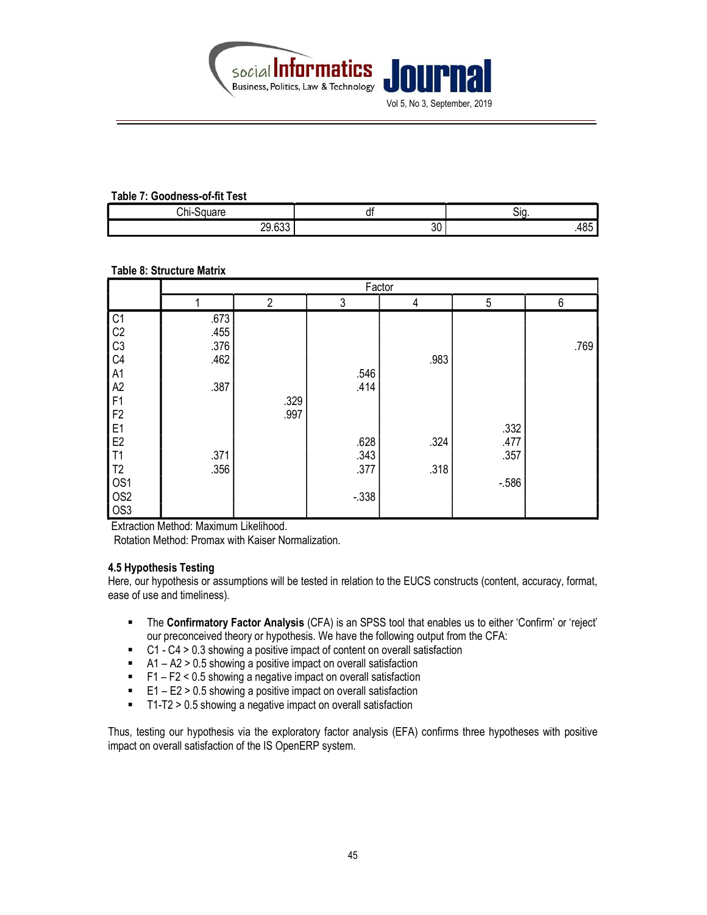**Table 7: Goodness-of-fit Test**

| Chi-Square | df | Sig. |
|---|---|---|
| 29.633 | 30 | .485 |

**Table 8: Structure Matrix**

| | Factor | | | | | |
|---|---|---|---|---|---|---|
| | 1 | 2 | 3 | 4 | 5 | 6 |
| C1 | .673 | | | | | |
| C2 | .455 | | | | | |
| C3 | .376 | | | | | .769 |
| C4 | .462 | | | .983 | | |
| A1 | | | .546 | | | |
| A2 | .387 | | .414 | | | |
| F1 | | .329 | | | | |
| F2 | | .997 | | | | |
| E1 | | | | | .332 | |
| E2 | | | .628 | .324 | .477 | |
| T1 | .371 | | .343 | | .357 | |
| T2 | .356 | | .377 | .318 | | |
| OS1 | | | | | -.586 | |
| OS2 | | | -.338 | | | |
| OS3 | | | | | | |

Extraction Method: Maximum Likelihood.
Rotation Method: Promax with Kaiser Normalization.

### 4.5 Hypothesis Testing

Here, our hypothesis or assumptions will be tested in relation to the EUCS constructs (content, accuracy, format, ease of use and timeliness).

- The **Confirmatory Factor Analysis** (CFA) is an SPSS tool that enables us to either 'Confirm' or 'reject' our preconceived theory or hypothesis. We have the following output from the CFA:
- C1 - C4 > 0.3 showing a positive impact of content on overall satisfaction
- A1 – A2 > 0.5 showing a positive impact on overall satisfaction
- F1 – F2 < 0.5 showing a negative impact on overall satisfaction
- E1 – E2 > 0.5 showing a positive impact on overall satisfaction
- T1-T2 > 0.5 showing a negative impact on overall satisfaction

Thus, testing our hypothesis via the exploratory factor analysis (EFA) confirms three hypotheses with positive impact on overall satisfaction of the IS OpenERP system.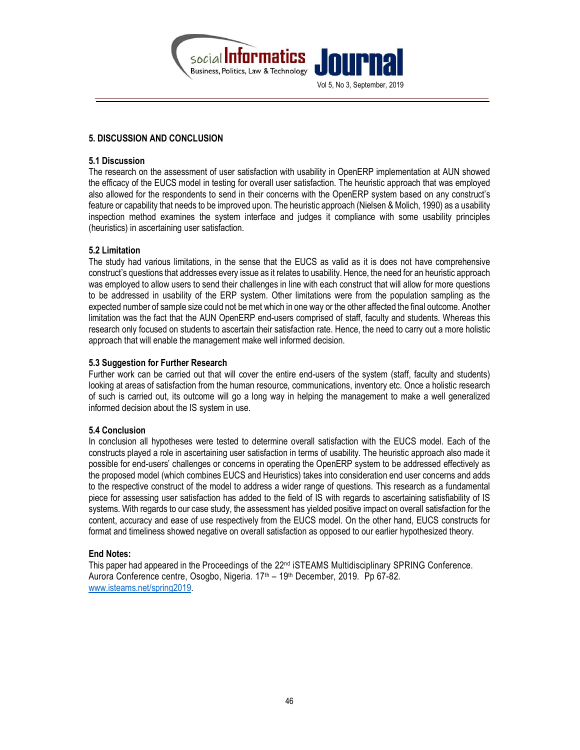## 5. DISCUSSION AND CONCLUSION

### 5.1 Discussion

The research on the assessment of user satisfaction with usability in OpenERP implementation at AUN showed the efficacy of the EUCS model in testing for overall user satisfaction. The heuristic approach that was employed also allowed for the respondents to send in their concerns with the OpenERP system based on any construct's feature or capability that needs to be improved upon. The heuristic approach (Nielsen & Molich, 1990) as a usability inspection method examines the system interface and judges it compliance with some usability principles (heuristics) in ascertaining user satisfaction.

### 5.2 Limitation

The study had various limitations, in the sense that the EUCS as valid as it is does not have comprehensive construct's questions that addresses every issue as it relates to usability. Hence, the need for an heuristic approach was employed to allow users to send their challenges in line with each construct that will allow for more questions to be addressed in usability of the ERP system. Other limitations were from the population sampling as the expected number of sample size could not be met which in one way or the other affected the final outcome. Another limitation was the fact that the AUN OpenERP end-users comprised of staff, faculty and students. Whereas this research only focused on students to ascertain their satisfaction rate. Hence, the need to carry out a more holistic approach that will enable the management make well informed decision.

### 5.3 Suggestion for Further Research

Further work can be carried out that will cover the entire end-users of the system (staff, faculty and students) looking at areas of satisfaction from the human resource, communications, inventory etc. Once a holistic research of such is carried out, its outcome will go a long way in helping the management to make a well generalized informed decision about the IS system in use.

### 5.4 Conclusion

In conclusion all hypotheses were tested to determine overall satisfaction with the EUCS model. Each of the constructs played a role in ascertaining user satisfaction in terms of usability. The heuristic approach also made it possible for end-users' challenges or concerns in operating the OpenERP system to be addressed effectively as the proposed model (which combines EUCS and Heuristics) takes into consideration end user concerns and adds to the respective construct of the model to address a wider range of questions. This research as a fundamental piece for assessing user satisfaction has added to the field of IS with regards to ascertaining satisfiability of IS systems. With regards to our case study, the assessment has yielded positive impact on overall satisfaction for the content, accuracy and ease of use respectively from the EUCS model. On the other hand, EUCS constructs for format and timeliness showed negative on overall satisfaction as opposed to our earlier hypothesized theory.

**End Notes:**

This paper had appeared in the Proceedings of the 22nd iSTEAMS Multidisciplinary SPRING Conference. Aurora Conference centre, Osogbo, Nigeria. 17th – 19th December, 2019. Pp 67-82. www.isteams.net/spring2019.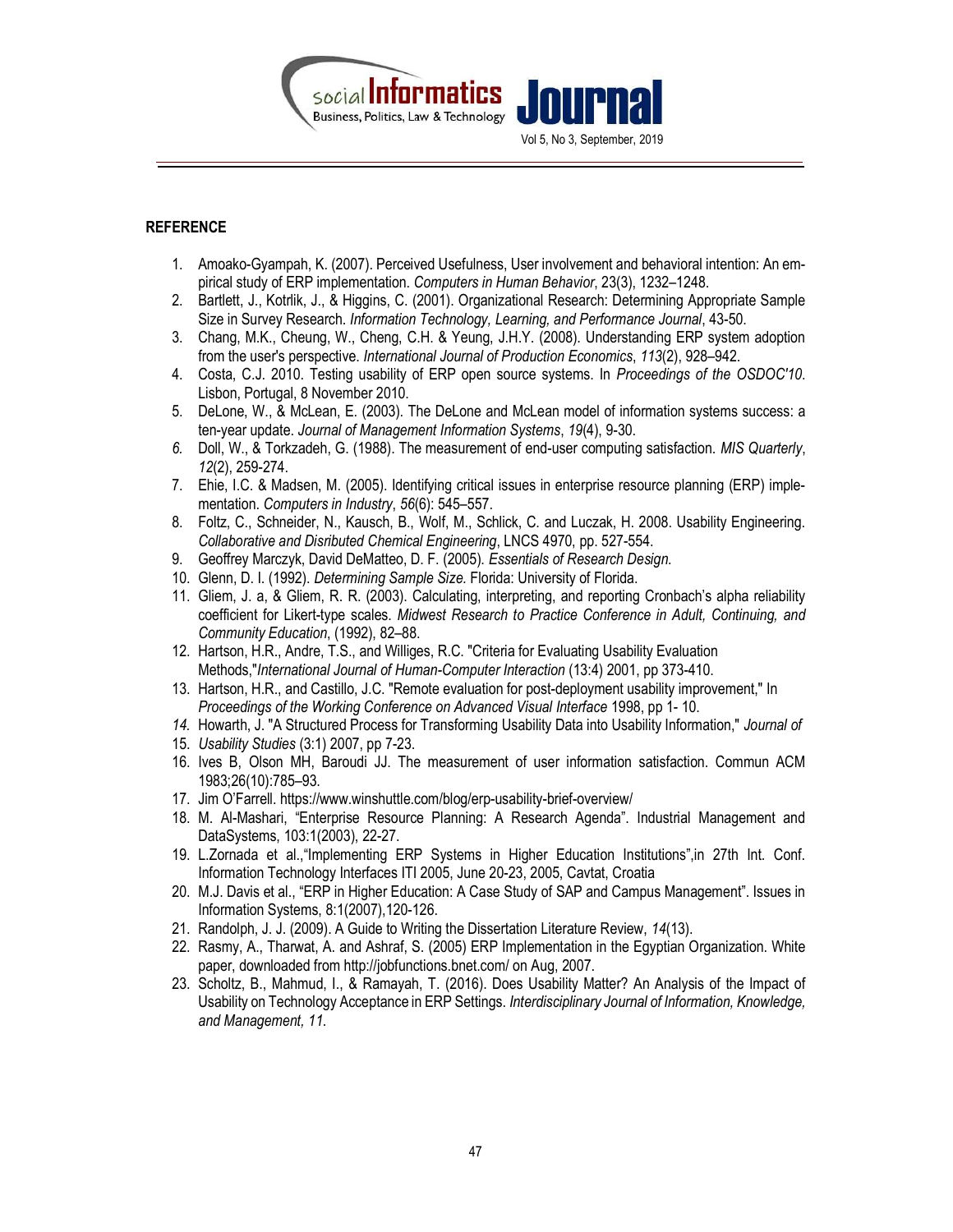## REFERENCE

1. Amoako-Gyampah, K. (2007). Perceived Usefulness, User involvement and behavioral intention: An empirical study of ERP implementation. *Computers in Human Behavior*, 23(3), 1232–1248.
2. Bartlett, J., Kotrlik, J., & Higgins, C. (2001). Organizational Research: Determining Appropriate Sample Size in Survey Research. *Information Technology, Learning, and Performance Journal*, 43-50.
3. Chang, M.K., Cheung, W., Cheng, C.H. & Yeung, J.H.Y. (2008). Understanding ERP system adoption from the user's perspective. *International Journal of Production Economics*, *113*(2), 928–942.
4. Costa, C.J. 2010. Testing usability of ERP open source systems. In *Proceedings of the OSDOC'10*. Lisbon, Portugal, 8 November 2010.
5. DeLone, W., & McLean, E. (2003). The DeLone and McLean model of information systems success: a ten-year update. *Journal of Management Information Systems*, *19*(4), 9-30.
6. Doll, W., & Torkzadeh, G. (1988). The measurement of end-user computing satisfaction. *MIS Quarterly*, *12*(2), 259-274.
7. Ehie, I.C. & Madsen, M. (2005). Identifying critical issues in enterprise resource planning (ERP) implementation. *Computers in Industry*, *56*(6): 545–557.
8. Foltz, C., Schneider, N., Kausch, B., Wolf, M., Schlick, C. and Luczak, H. 2008. Usability Engineering. *Collaborative and Disributed Chemical Engineering*, LNCS 4970, pp. 527-554.
9. Geoffrey Marczyk, David DeMatteo, D. F. (2005). *Essentials of Research Design*.
10. Glenn, D. I. (1992). *Determining Sample Size*. Florida: University of Florida.
11. Gliem, J. a, & Gliem, R. R. (2003). Calculating, interpreting, and reporting Cronbach's alpha reliability coefficient for Likert-type scales. *Midwest Research to Practice Conference in Adult, Continuing, and Community Education*, (1992), 82–88.
12. Hartson, H.R., Andre, T.S., and Williges, R.C. "Criteria for Evaluating Usability Evaluation Methods,"*International Journal of Human-Computer Interaction* (13:4) 2001, pp 373-410.
13. Hartson, H.R., and Castillo, J.C. "Remote evaluation for post-deployment usability improvement," In *Proceedings of the Working Conference on Advanced Visual Interface* 1998, pp 1- 10.
14. Howarth, J. "A Structured Process for Transforming Usability Data into Usability Information," *Journal of*
15. *Usability Studies* (3:1) 2007, pp 7-23.
16. Ives B, Olson MH, Baroudi JJ. The measurement of user information satisfaction. Commun ACM 1983;26(10):785–93.
17. Jim O'Farrell. https://www.winshuttle.com/blog/erp-usability-brief-overview/
18. M. Al-Mashari, "Enterprise Resource Planning: A Research Agenda". Industrial Management and DataSystems, 103:1(2003), 22-27.
19. L.Zornada et al.,"Implementing ERP Systems in Higher Education Institutions",in 27th Int. Conf. Information Technology Interfaces ITI 2005, June 20-23, 2005, Cavtat, Croatia
20. M.J. Davis et al., "ERP in Higher Education: A Case Study of SAP and Campus Management". Issues in Information Systems, 8:1(2007),120-126.
21. Randolph, J. J. (2009). A Guide to Writing the Dissertation Literature Review, *14*(13).
22. Rasmy, A., Tharwat, A. and Ashraf, S. (2005) ERP Implementation in the Egyptian Organization. White paper, downloaded from http://jobfunctions.bnet.com/ on Aug, 2007.
23. Scholtz, B., Mahmud, I., & Ramayah, T. (2016). Does Usability Matter? An Analysis of the Impact of Usability on Technology Acceptance in ERP Settings. *Interdisciplinary Journal of Information, Knowledge, and Management, 11.*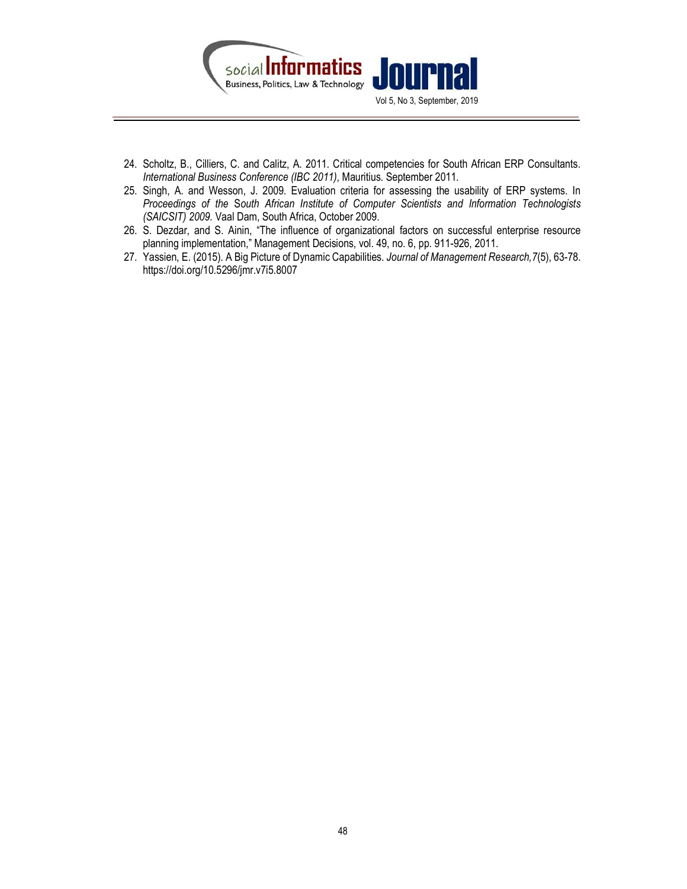24. Scholtz, B., Cilliers, C. and Calitz, A. 2011. Critical competencies for South African ERP Consultants. *International Business Conference (IBC 2011)*, Mauritius. September 2011.
25. Singh, A. and Wesson, J. 2009. Evaluation criteria for assessing the usability of ERP systems. In *Proceedings of the* S*outh African Institute of Computer Scientists and Information Technologists (SAICSIT) 2009.* Vaal Dam, South Africa, October 2009.
26. S. Dezdar, and S. Ainin, "The influence of organizational factors on successful enterprise resource planning implementation," Management Decisions, vol. 49, no. 6, pp. 911-926, 2011.
27. Yassien, E. (2015). A Big Picture of Dynamic Capabilities. *Journal of Management Research,7*(5), 63-78. https://doi.org/10.5296/jmr.v7i5.8007